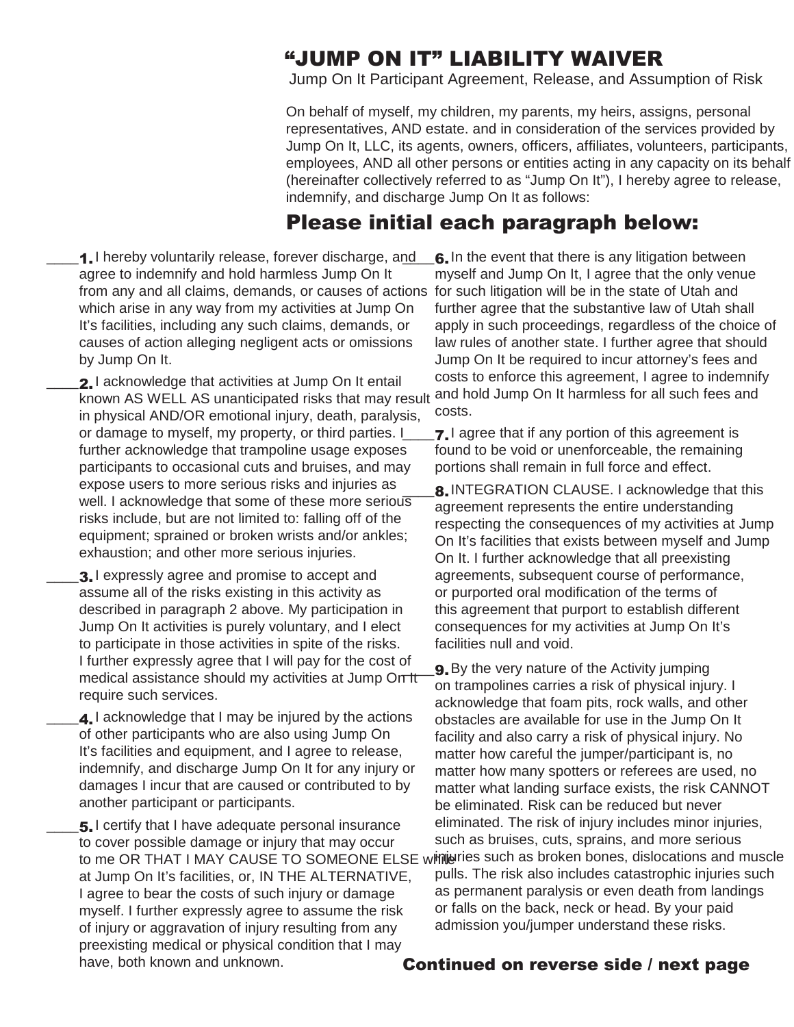# "JUMP ON IT" LIABILITY WAIVER

Jump On It Participant Agreement, Release, and Assumption of Risk

On behalf of myself, my children, my parents, my heirs, assigns, personal representatives, AND estate. and in consideration of the services provided by Jump On It, LLC, its agents, owners, officers, affiliates, volunteers, participants, employees, AND all other persons or entities acting in any capacity on its behalf (hereinafter collectively referred to as "Jump On It"), I hereby agree to release, indemnify, and discharge Jump On It as follows:

## Please initial each paragraph below:

____**1.** I hereby voluntarily release, forever discharge, and agree to indemnify and hold harmless Jump On It from any and all claims, demands, or causes of actions which arise in any way from my activities at Jump On It's facilities, including any such claims, demands, or causes of action alleging negligent acts or omissions by Jump On It.

____**2.** I acknowledge that activities at Jump On It entail known AS WELL AS unanticipated risks that may result in physical AND/OR emotional injury, death, paralysis, or damage to myself, my property, or third parties. I further acknowledge that trampoline usage exposes participants to occasional cuts and bruises, and may expose users to more serious risks and injuries as well. I acknowledge that some of these more serious risks include, but are not limited to: falling off of the equipment; sprained or broken wrists and/or ankles; exhaustion; and other more serious injuries.

____**3.** I expressly agree and promise to accept and assume all of the risks existing in this activity as described in paragraph 2 above. My participation in Jump On It activities is purely voluntary, and I elect to participate in those activities in spite of the risks. I further expressly agree that I will pay for the cost of medical assistance should my activities at Jump On It require such services.

____**4.** I acknowledge that I may be injured by the actions of other participants who are also using Jump On It's facilities and equipment, and I agree to release, indemnify, and discharge Jump On It for any injury or damages I incur that are caused or contributed to by another participant or participants.

____**5.** I certify that I have adequate personal insurance to cover possible damage or injury that may occur to me OR THAT I MAY CAUSE TO SOMEONE ELSE while at Jump On It's facilities, or, IN THE ALTERNATIVE, I agree to bear the costs of such injury or damage myself. I further expressly agree to assume the risk of injury or aggravation of injury resulting from any preexisting medical or physical condition that I may have, both known and unknown.

____**6.** In the event that there is any litigation between myself and Jump On It, I agree that the only venue for such litigation will be in the state of Utah and further agree that the substantive law of Utah shall apply in such proceedings, regardless of the choice of law rules of another state. I further agree that should Jump On It be required to incur attorney's fees and costs to enforce this agreement, I agree to indemnify and hold Jump On It harmless for all such fees and costs.

____**7.** I agree that if any portion of this agreement is found to be void or unenforceable, the remaining portions shall remain in full force and effect.

____**8.** INTEGRATION CLAUSE. I acknowledge that this agreement represents the entire understanding respecting the consequences of my activities at Jump On It's facilities that exists between myself and Jump On It. I further acknowledge that all preexisting agreements, subsequent course of performance, or purported oral modification of the terms of this agreement that purport to establish different consequences for my activities at Jump On It's facilities null and void.

____**9.** By the very nature of the Activity jumping on trampolines carries a risk of physical injury. I acknowledge that foam pits, rock walls, and other obstacles are available for use in the Jump On It facility and also carry a risk of physical injury. No matter how careful the jumper/participant is, no matter how many spotters or referees are used, no matter what landing surface exists, the risk CANNOT be eliminated. Risk can be reduced but never eliminated. The risk of injury includes minor injuries, such as bruises, cuts, sprains, and more serious injuries such as broken bones, dislocations and muscle pulls. The risk also includes catastrophic injuries such as permanent paralysis or even death from landings or falls on the back, neck or head. By your paid admission you/jumper understand these risks.

**Continued on reverse side / next page**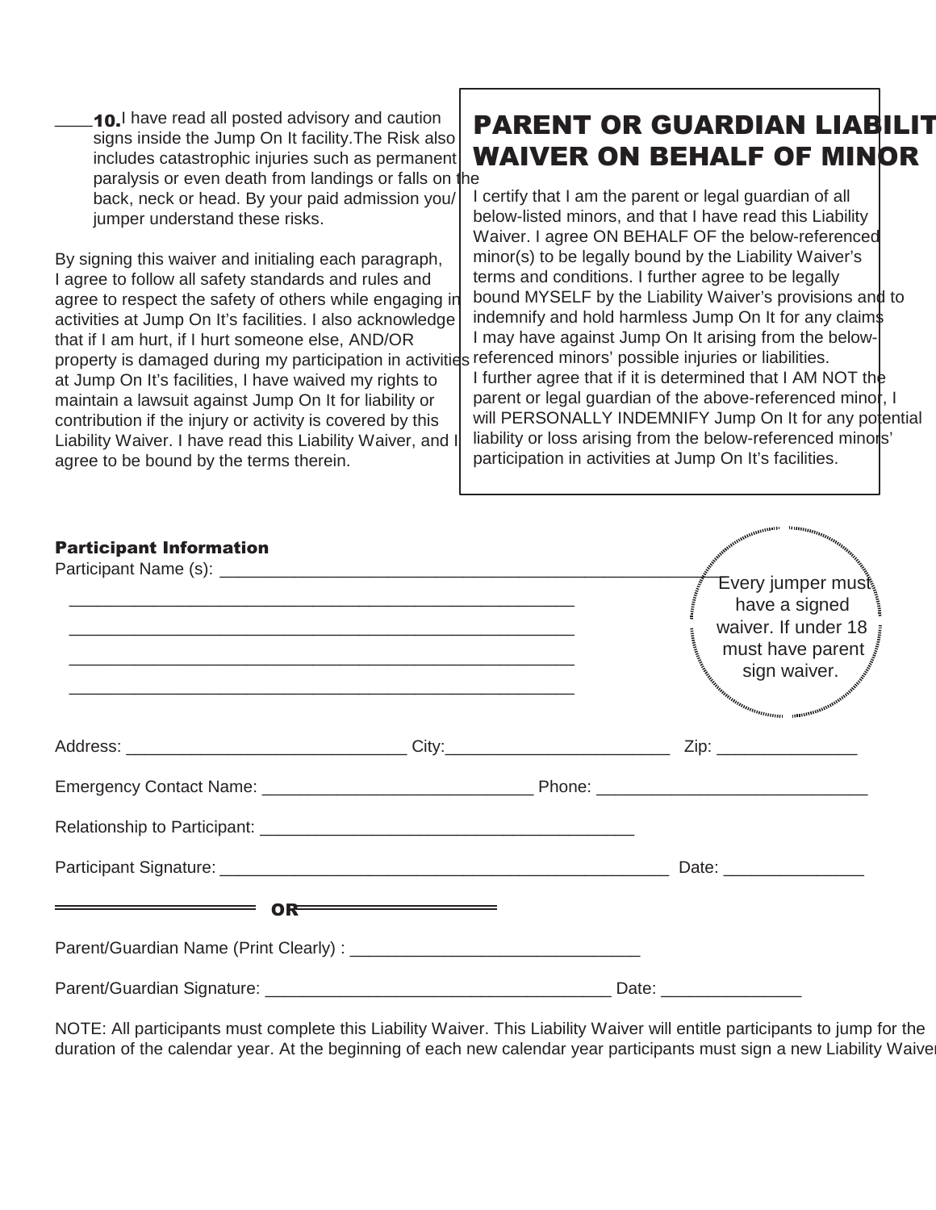____**10.** I have read all posted advisory and caution signs inside the Jump On It facility.The Risk also includes catastrophic injuries such as permanent paralysis or even death from landings or falls on the back, neck or head. By your paid admission you/ jumper understand these risks.

By signing this waiver and initialing each paragraph, I agree to follow all safety standards and rules and agree to respect the safety of others while engaging in activities at Jump On It's facilities. I also acknowledge that if I am hurt, if I hurt someone else, AND/OR property is damaged during my participation in activities at Jump On It's facilities, I have waived my rights to maintain a lawsuit against Jump On It for liability or contribution if the injury or activity is covered by this Liability Waiver. I have read this Liability Waiver, and I agree to be bound by the terms therein.

## PARENT OR GUARDIAN LIABILITY WAIVER ON BEHALF OF MINOR

I certify that I am the parent or legal guardian of all below-listed minors, and that I have read this Liability Waiver. I agree ON BEHALF OF the below-referenced minor(s) to be legally bound by the Liability Waiver's terms and conditions. I further agree to be legally bound MYSELF by the Liability Waiver's provisions and to indemnify and hold harmless Jump On It for any claims I may have against Jump On It arising from the below-referenced minors' possible injuries or liabilities. I further agree that if it is determined that I AM NOT the parent or legal guardian of the above-referenced minor, I will PERSONALLY INDEMNIFY Jump On It for any potential liability or loss arising from the below-referenced minors' participation in activities at Jump On It's facilities.

**Participant Information**

Participant Name (s): ______________________________________________________

______________________________________________________

______________________________________________________

______________________________________________________

______________________________________________________

Every jumper must have a signed waiver. If under 18 must have parent sign waiver.

Address: ______________________________ City: ________________________ Zip: _______________

Emergency Contact Name: _____________________________ Phone: _____________________________

Relationship to Participant: _________________________________________

Participant Signature: _________________________________________________ Date: _______________

**OR**

Parent/Guardian Name (Print Clearly) : _______________________________

Parent/Guardian Signature: _____________________________________ Date: _______________

NOTE: All participants must complete this Liability Waiver. This Liability Waiver will entitle participants to jump for the duration of the calendar year. At the beginning of each new calendar year participants must sign a new Liability Waiver